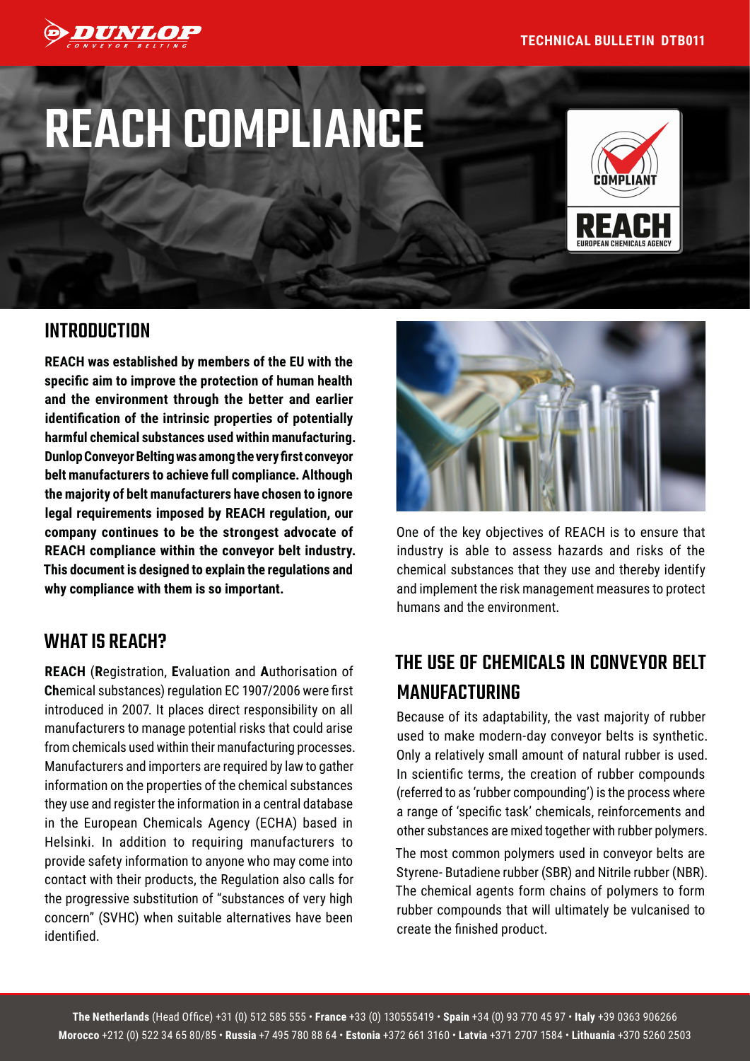# REACH COMPLIANCE

## INTRODUCTION

**REACH was established by members of the EU with the specific aim to improve the protection of human health and the environment through the better and earlier identification of the intrinsic properties of potentially harmful chemical substances used within manufacturing. Dunlop Conveyor Belting was among the very first conveyor belt manufacturers to achieve full compliance. Although the majority of belt manufacturers have chosen to ignore legal requirements imposed by REACH regulation, our company continues to be the strongest advocate of REACH compliance within the conveyor belt industry. This document is designed to explain the regulations and why compliance with them is so important.**

## WHAT IS REACH?

**REACH** (**R**egistration, **E**valuation and **A**uthorisation of **Ch**emical substances) regulation EC 1907/2006 were first introduced in 2007. It places direct responsibility on all manufacturers to manage potential risks that could arise from chemicals used within their manufacturing processes. Manufacturers and importers are required by law to gather information on the properties of the chemical substances they use and register the information in a central database in the European Chemicals Agency (ECHA) based in Helsinki. In addition to requiring manufacturers to provide safety information to anyone who may come into contact with their products, the Regulation also calls for the progressive substitution of "substances of very high concern" (SVHC) when suitable alternatives have been identified.

One of the key objectives of REACH is to ensure that industry is able to assess hazards and risks of the chemical substances that they use and thereby identify and implement the risk management measures to protect humans and the environment.

## THE USE OF CHEMICALS IN CONVEYOR BELT MANUFACTURING

Because of its adaptability, the vast majority of rubber used to make modern-day conveyor belts is synthetic. Only a relatively small amount of natural rubber is used. In scientific terms, the creation of rubber compounds (referred to as 'rubber compounding') is the process where a range of 'specific task' chemicals, reinforcements and other substances are mixed together with rubber polymers.

The most common polymers used in conveyor belts are Styrene- Butadiene rubber (SBR) and Nitrile rubber (NBR). The chemical agents form chains of polymers to form rubber compounds that will ultimately be vulcanised to create the finished product.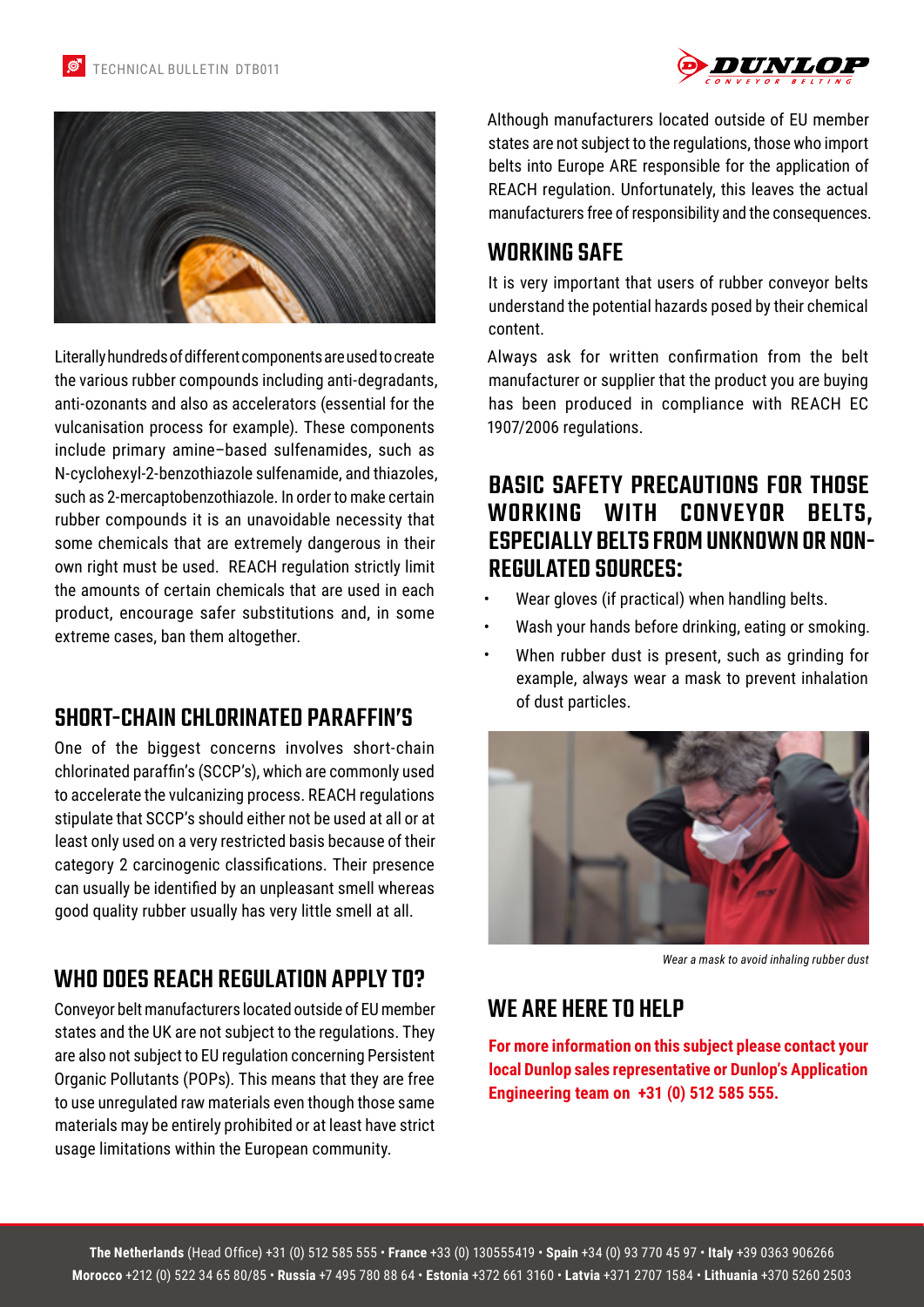Literally hundreds of different components are used to create the various rubber compounds including anti-degradants, anti-ozonants and also as accelerators (essential for the vulcanisation process for example). These components include primary amine–based sulfenamides, such as N-cyclohexyl-2-benzothiazole sulfenamide, and thiazoles, such as 2-mercaptobenzothiazole. In order to make certain rubber compounds it is an unavoidable necessity that some chemicals that are extremely dangerous in their own right must be used. REACH regulation strictly limit the amounts of certain chemicals that are used in each product, encourage safer substitutions and, in some extreme cases, ban them altogether.

## SHORT-CHAIN CHLORINATED PARAFFIN'S

One of the biggest concerns involves short-chain chlorinated paraffin's (SCCP's), which are commonly used to accelerate the vulcanizing process. REACH regulations stipulate that SCCP's should either not be used at all or at least only used on a very restricted basis because of their category 2 carcinogenic classifications. Their presence can usually be identified by an unpleasant smell whereas good quality rubber usually has very little smell at all.

## WHO DOES REACH REGULATION APPLY TO?

Conveyor belt manufacturers located outside of EU member states and the UK are not subject to the regulations. They are also not subject to EU regulation concerning Persistent Organic Pollutants (POPs). This means that they are free to use unregulated raw materials even though those same materials may be entirely prohibited or at least have strict usage limitations within the European community.

Although manufacturers located outside of EU member states are not subject to the regulations, those who import belts into Europe ARE responsible for the application of REACH regulation. Unfortunately, this leaves the actual manufacturers free of responsibility and the consequences.

## WORKING SAFE

It is very important that users of rubber conveyor belts understand the potential hazards posed by their chemical content.

Always ask for written confirmation from the belt manufacturer or supplier that the product you are buying has been produced in compliance with REACH EC 1907/2006 regulations.

## BASIC SAFETY PRECAUTIONS FOR THOSE WORKING WITH CONVEYOR BELTS, ESPECIALLY BELTS FROM UNKNOWN OR NON-REGULATED SOURCES:

- Wear gloves (if practical) when handling belts.
- Wash your hands before drinking, eating or smoking.
- When rubber dust is present, such as grinding for example, always wear a mask to prevent inhalation of dust particles.

*Wear a mask to avoid inhaling rubber dust*

## WE ARE HERE TO HELP

**For more information on this subject please contact your local Dunlop sales representative or Dunlop's Application Engineering team on +31 (0) 512 585 555.**

**The Netherlands** (Head Office) +31 (0) 512 585 555 • **France** +33 (0) 130555419 • **Spain** +34 (0) 93 770 45 97 • **Italy** +39 0363 906266
**Morocco** +212 (0) 522 34 65 80/85 • **Russia** +7 495 780 88 64 • **Estonia** +372 661 3160 • **Latvia** +371 2707 1584 • **Lithuania** +370 5260 2503